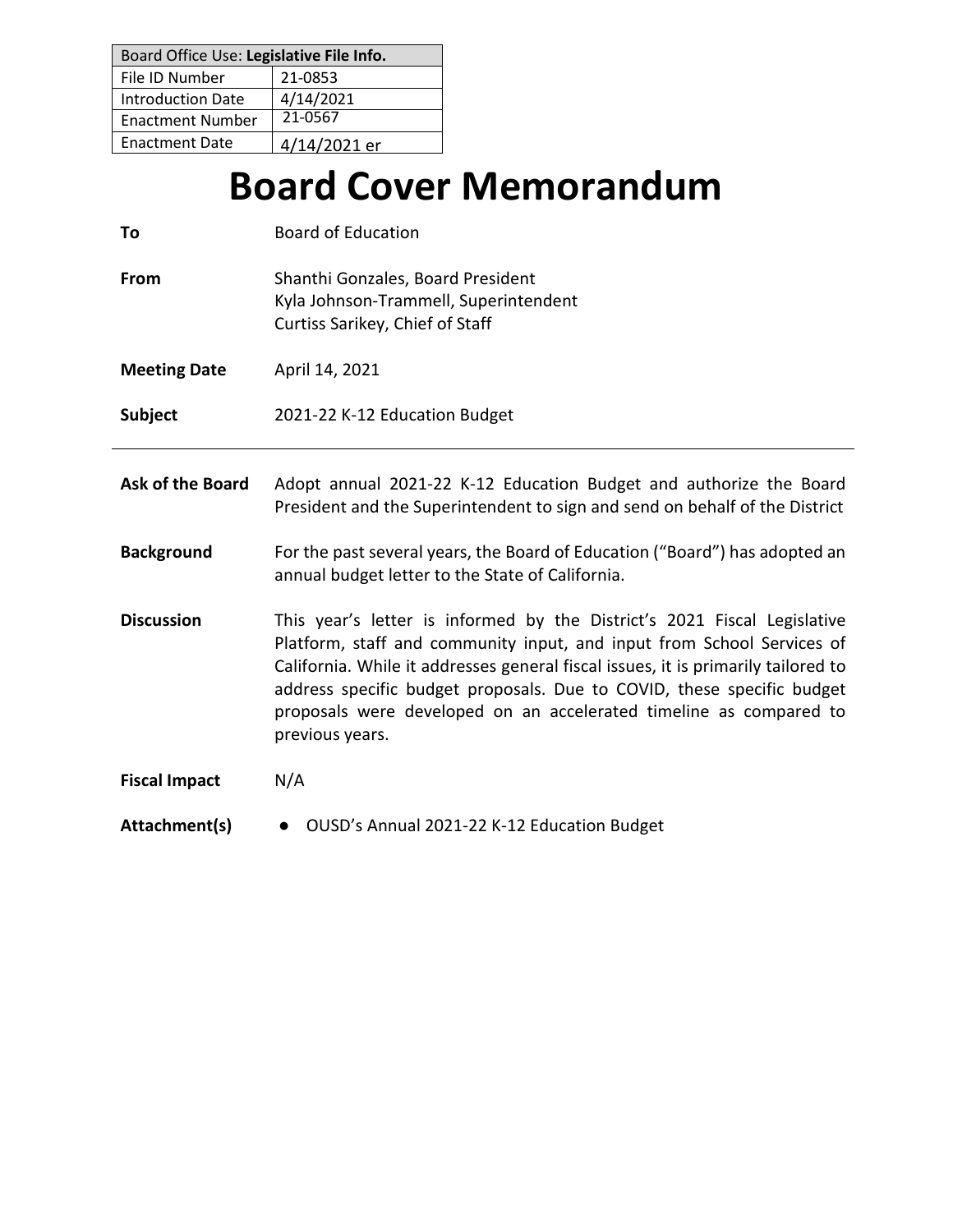| Board Office Use: **Legislative File Info.** | |
|---|---|
| File ID Number | 21-0853 |
| Introduction Date | 4/14/2021 |
| Enactment Number | 21-0567 |
| Enactment Date | 4/14/2021 er |

# Board Cover Memorandum

| | |
|---|---|
| **To** | Board of Education |
| **From** | Shanthi Gonzales, Board President<br>Kyla Johnson-Trammell, Superintendent<br>Curtiss Sarikey, Chief of Staff |
| **Meeting Date** | April 14, 2021 |
| **Subject** | 2021-22 K-12 Education Budget |

---

**Ask of the Board**

Adopt annual 2021-22 K-12 Education Budget and authorize the Board President and the Superintendent to sign and send on behalf of the District

**Background**

For the past several years, the Board of Education ("Board") has adopted an annual budget letter to the State of California.

**Discussion**

This year's letter is informed by the District's 2021 Fiscal Legislative Platform, staff and community input, and input from School Services of California. While it addresses general fiscal issues, it is primarily tailored to address specific budget proposals. Due to COVID, these specific budget proposals were developed on an accelerated timeline as compared to previous years.

**Fiscal Impact**

N/A

**Attachment(s)**

- OUSD's Annual 2021-22 K-12 Education Budget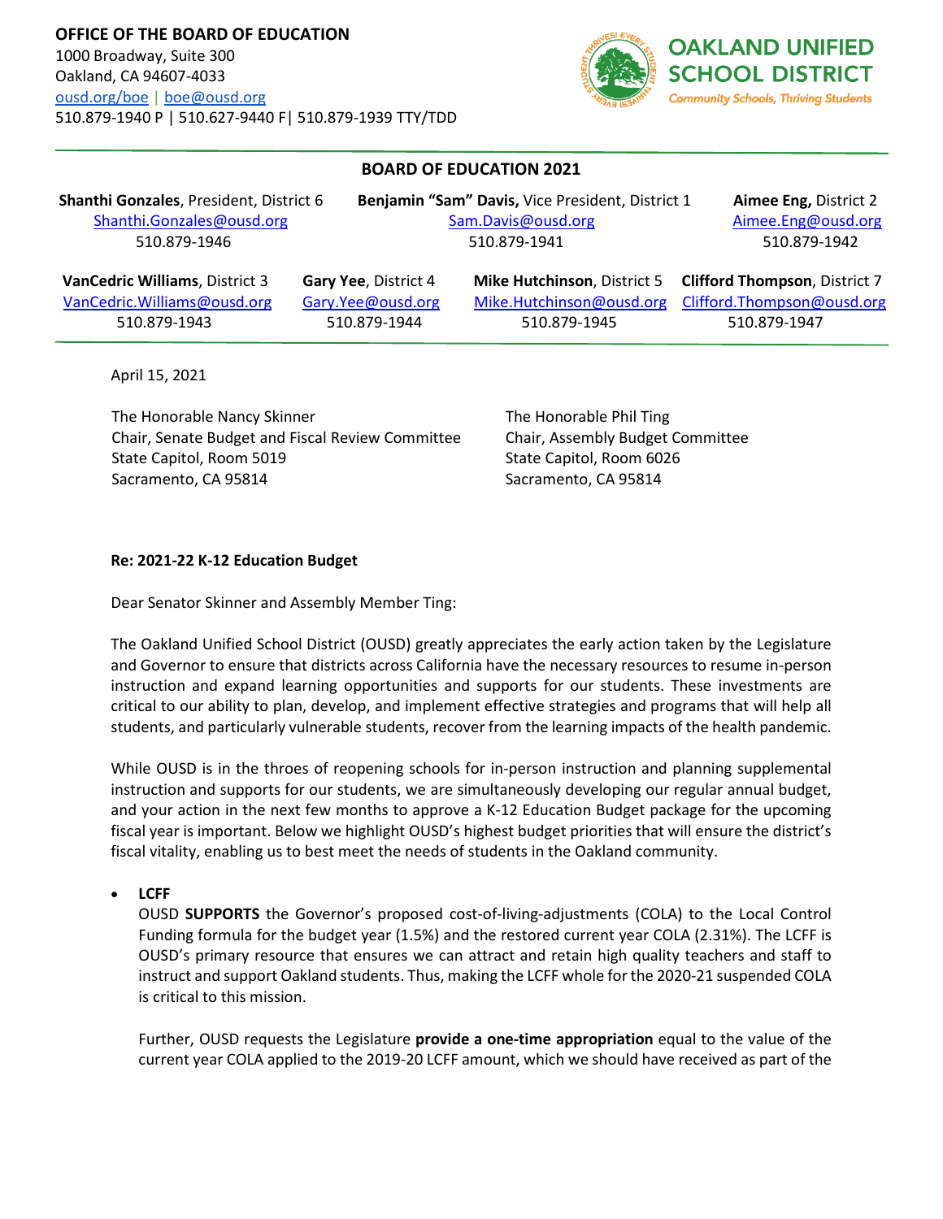**OFFICE OF THE BOARD OF EDUCATION**
1000 Broadway, Suite 300
Oakland, CA 94607-4033
ousd.org/boe | boe@ousd.org
510.879-1940 P | 510.627-9440 F| 510.879-1939 TTY/TDD

**OAKLAND UNIFIED SCHOOL DISTRICT**
*Community Schools, Thriving Students*

**BOARD OF EDUCATION 2021**

**Shanthi Gonzales**, President, District 6
Shanthi.Gonzales@ousd.org
510.879-1946

**Benjamin "Sam" Davis,** Vice President, District 1
Sam.Davis@ousd.org
510.879-1941

**Aimee Eng,** District 2
Aimee.Eng@ousd.org
510.879-1942

**VanCedric Williams**, District 3
VanCedric.Williams@ousd.org
510.879-1943

**Gary Yee**, District 4
Gary.Yee@ousd.org
510.879-1944

**Mike Hutchinson**, District 5
Mike.Hutchinson@ousd.org
510.879-1945

**Clifford Thompson**, District 7
Clifford.Thompson@ousd.org
510.879-1947

April 15, 2021

The Honorable Nancy Skinner
Chair, Senate Budget and Fiscal Review Committee
State Capitol, Room 5019
Sacramento, CA 95814

The Honorable Phil Ting
Chair, Assembly Budget Committee
State Capitol, Room 6026
Sacramento, CA 95814

**Re: 2021-22 K-12 Education Budget**

Dear Senator Skinner and Assembly Member Ting:

The Oakland Unified School District (OUSD) greatly appreciates the early action taken by the Legislature and Governor to ensure that districts across California have the necessary resources to resume in-person instruction and expand learning opportunities and supports for our students. These investments are critical to our ability to plan, develop, and implement effective strategies and programs that will help all students, and particularly vulnerable students, recover from the learning impacts of the health pandemic.

While OUSD is in the throes of reopening schools for in-person instruction and planning supplemental instruction and supports for our students, we are simultaneously developing our regular annual budget, and your action in the next few months to approve a K-12 Education Budget package for the upcoming fiscal year is important. Below we highlight OUSD's highest budget priorities that will ensure the district's fiscal vitality, enabling us to best meet the needs of students in the Oakland community.

- **LCFF**

  OUSD **SUPPORTS** the Governor's proposed cost-of-living-adjustments (COLA) to the Local Control Funding formula for the budget year (1.5%) and the restored current year COLA (2.31%). The LCFF is OUSD's primary resource that ensures we can attract and retain high quality teachers and staff to instruct and support Oakland students. Thus, making the LCFF whole for the 2020-21 suspended COLA is critical to this mission.

  Further, OUSD requests the Legislature **provide a one-time appropriation** equal to the value of the current year COLA applied to the 2019-20 LCFF amount, which we should have received as part of the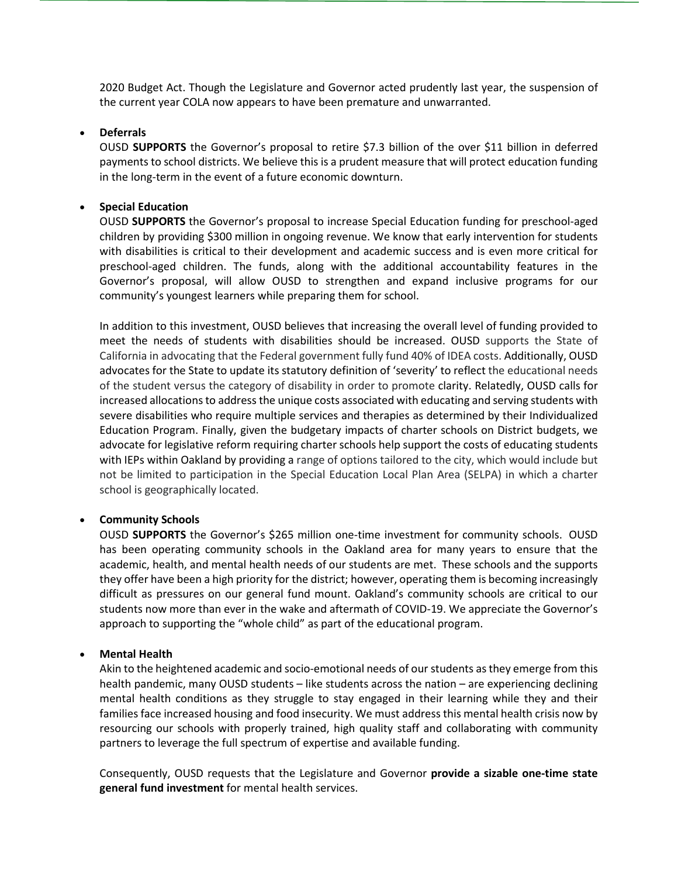2020 Budget Act. Though the Legislature and Governor acted prudently last year, the suspension of the current year COLA now appears to have been premature and unwarranted.

- **Deferrals**

  OUSD **SUPPORTS** the Governor's proposal to retire $7.3 billion of the over $11 billion in deferred payments to school districts. We believe this is a prudent measure that will protect education funding in the long-term in the event of a future economic downturn.

- **Special Education**

  OUSD **SUPPORTS** the Governor's proposal to increase Special Education funding for preschool-aged children by providing $300 million in ongoing revenue. We know that early intervention for students with disabilities is critical to their development and academic success and is even more critical for preschool-aged children. The funds, along with the additional accountability features in the Governor's proposal, will allow OUSD to strengthen and expand inclusive programs for our community's youngest learners while preparing them for school.

  In addition to this investment, OUSD believes that increasing the overall level of funding provided to meet the needs of students with disabilities should be increased. OUSD supports the State of California in advocating that the Federal government fully fund 40% of IDEA costs. Additionally, OUSD advocates for the State to update its statutory definition of 'severity' to reflect the educational needs of the student versus the category of disability in order to promote clarity. Relatedly, OUSD calls for increased allocations to address the unique costs associated with educating and serving students with severe disabilities who require multiple services and therapies as determined by their Individualized Education Program. Finally, given the budgetary impacts of charter schools on District budgets, we advocate for legislative reform requiring charter schools help support the costs of educating students with IEPs within Oakland by providing a range of options tailored to the city, which would include but not be limited to participation in the Special Education Local Plan Area (SELPA) in which a charter school is geographically located.

- **Community Schools**

  OUSD **SUPPORTS** the Governor's $265 million one-time investment for community schools. OUSD has been operating community schools in the Oakland area for many years to ensure that the academic, health, and mental health needs of our students are met. These schools and the supports they offer have been a high priority for the district; however, operating them is becoming increasingly difficult as pressures on our general fund mount. Oakland's community schools are critical to our students now more than ever in the wake and aftermath of COVID-19. We appreciate the Governor's approach to supporting the "whole child" as part of the educational program.

- **Mental Health**

  Akin to the heightened academic and socio-emotional needs of our students as they emerge from this health pandemic, many OUSD students – like students across the nation – are experiencing declining mental health conditions as they struggle to stay engaged in their learning while they and their families face increased housing and food insecurity. We must address this mental health crisis now by resourcing our schools with properly trained, high quality staff and collaborating with community partners to leverage the full spectrum of expertise and available funding.

  Consequently, OUSD requests that the Legislature and Governor **provide a sizable one-time state general fund investment** for mental health services.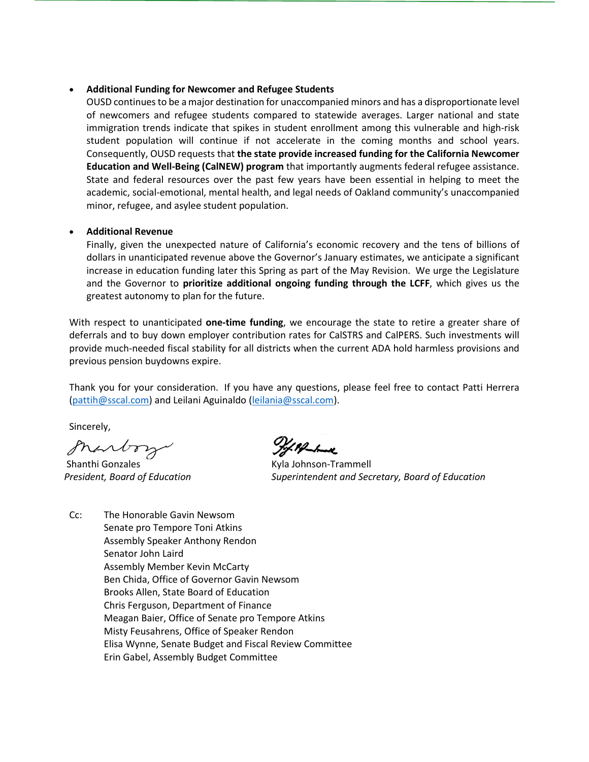- **Additional Funding for Newcomer and Refugee Students**
  OUSD continues to be a major destination for unaccompanied minors and has a disproportionate level of newcomers and refugee students compared to statewide averages. Larger national and state immigration trends indicate that spikes in student enrollment among this vulnerable and high-risk student population will continue if not accelerate in the coming months and school years. Consequently, OUSD requests that **the state provide increased funding for the California Newcomer Education and Well-Being (CalNEW) program** that importantly augments federal refugee assistance. State and federal resources over the past few years have been essential in helping to meet the academic, social-emotional, mental health, and legal needs of Oakland community's unaccompanied minor, refugee, and asylee student population.

- **Additional Revenue**
  Finally, given the unexpected nature of California's economic recovery and the tens of billions of dollars in unanticipated revenue above the Governor's January estimates, we anticipate a significant increase in education funding later this Spring as part of the May Revision. We urge the Legislature and the Governor to **prioritize additional ongoing funding through the LCFF**, which gives us the greatest autonomy to plan for the future.

With respect to unanticipated **one-time funding**, we encourage the state to retire a greater share of deferrals and to buy down employer contribution rates for CalSTRS and CalPERS. Such investments will provide much-needed fiscal stability for all districts when the current ADA hold harmless provisions and previous pension buydowns expire.

Thank you for your consideration. If you have any questions, please feel free to contact Patti Herrera (pattih@sscal.com) and Leilani Aguinaldo (leilania@sscal.com).

Sincerely,

Shanthi Gonzales
*President, Board of Education*

Kyla Johnson-Trammell
*Superintendent and Secretary, Board of Education*

Cc: The Honorable Gavin Newsom
Senate pro Tempore Toni Atkins
Assembly Speaker Anthony Rendon
Senator John Laird
Assembly Member Kevin McCarty
Ben Chida, Office of Governor Gavin Newsom
Brooks Allen, State Board of Education
Chris Ferguson, Department of Finance
Meagan Baier, Office of Senate pro Tempore Atkins
Misty Feusahrens, Office of Speaker Rendon
Elisa Wynne, Senate Budget and Fiscal Review Committee
Erin Gabel, Assembly Budget Committee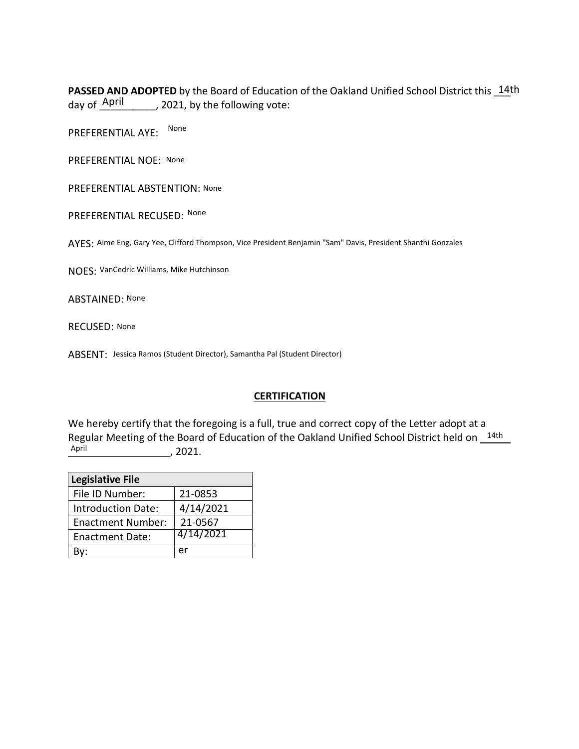**PASSED AND ADOPTED** by the Board of Education of the Oakland Unified School District this 14th day of April, 2021, by the following vote:

PREFERENTIAL AYE: None

PREFERENTIAL NOE: None

PREFERENTIAL ABSTENTION: None

PREFERENTIAL RECUSED: None

AYES: Aime Eng, Gary Yee, Clifford Thompson, Vice President Benjamin "Sam" Davis, President Shanthi Gonzales

NOES: VanCedric Williams, Mike Hutchinson

ABSTAINED: None

RECUSED: None

ABSENT: Jessica Ramos (Student Director), Samantha Pal (Student Director)

## CERTIFICATION

We hereby certify that the foregoing is a full, true and correct copy of the Letter adopt at a Regular Meeting of the Board of Education of the Oakland Unified School District held on 14th April, 2021.

| Legislative File | |
|---|---|
| File ID Number: | 21-0853 |
| Introduction Date: | 4/14/2021 |
| Enactment Number: | 21-0567 |
| Enactment Date: | 4/14/2021 |
| By: | er |